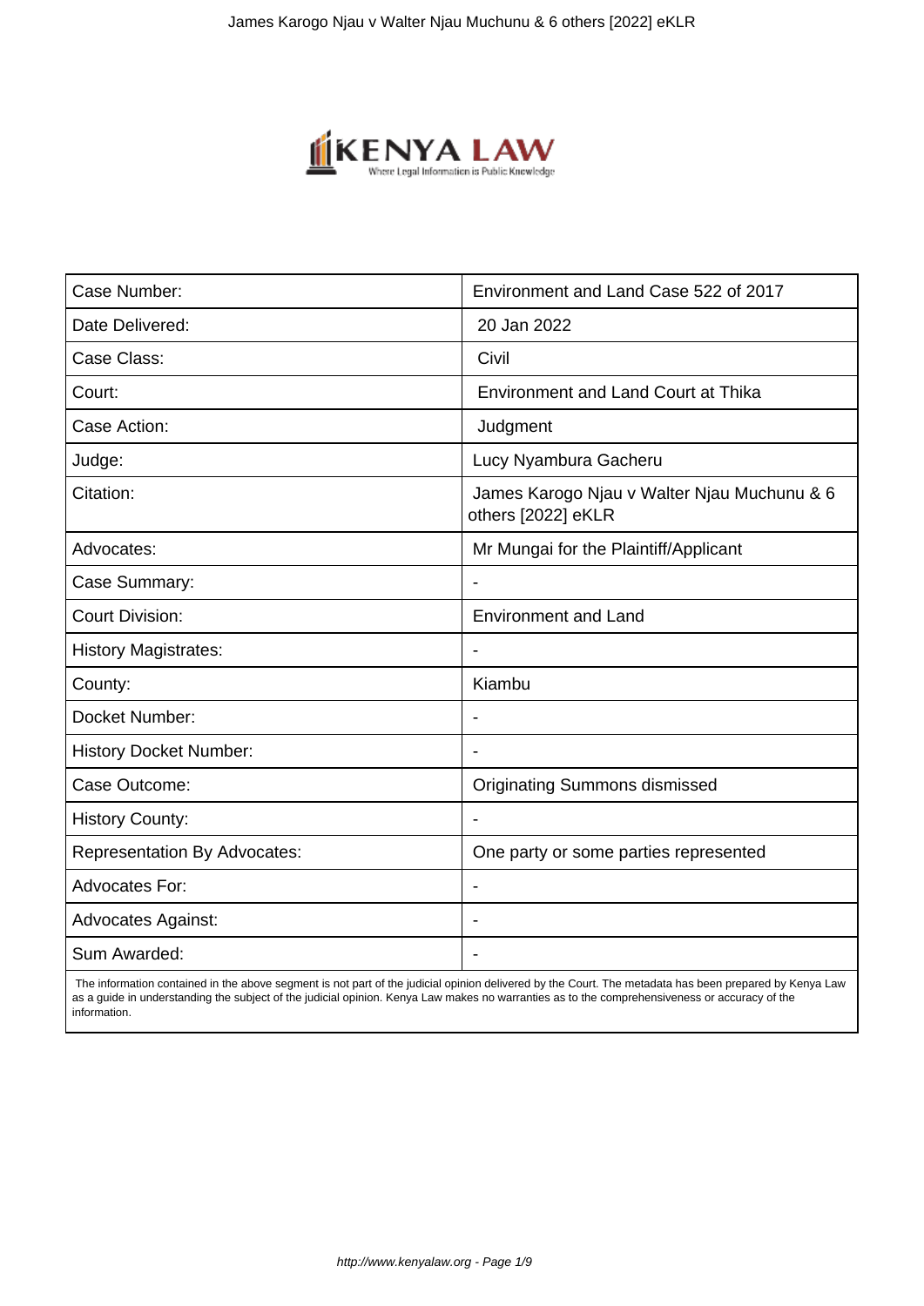| Case Number: | Environment and Land Case 522 of 2017 |
|---|---|
| Date Delivered: | 20 Jan 2022 |
| Case Class: | Civil |
| Court: | Environment and Land Court at Thika |
| Case Action: | Judgment |
| Judge: | Lucy Nyambura Gacheru |
| Citation: | James Karogo Njau v Walter Njau Muchunu & 6 others [2022] eKLR |
| Advocates: | Mr Mungai for the Plaintiff/Applicant |
| Case Summary: | - |
| Court Division: | Environment and Land |
| History Magistrates: | - |
| County: | Kiambu |
| Docket Number: | - |
| History Docket Number: | - |
| Case Outcome: | Originating Summons dismissed |
| History County: | - |
| Representation By Advocates: | One party or some parties represented |
| Advocates For: | - |
| Advocates Against: | - |
| Sum Awarded: | - |

The information contained in the above segment is not part of the judicial opinion delivered by the Court. The metadata has been prepared by Kenya Law as a guide in understanding the subject of the judicial opinion. Kenya Law makes no warranties as to the comprehensiveness or accuracy of the information.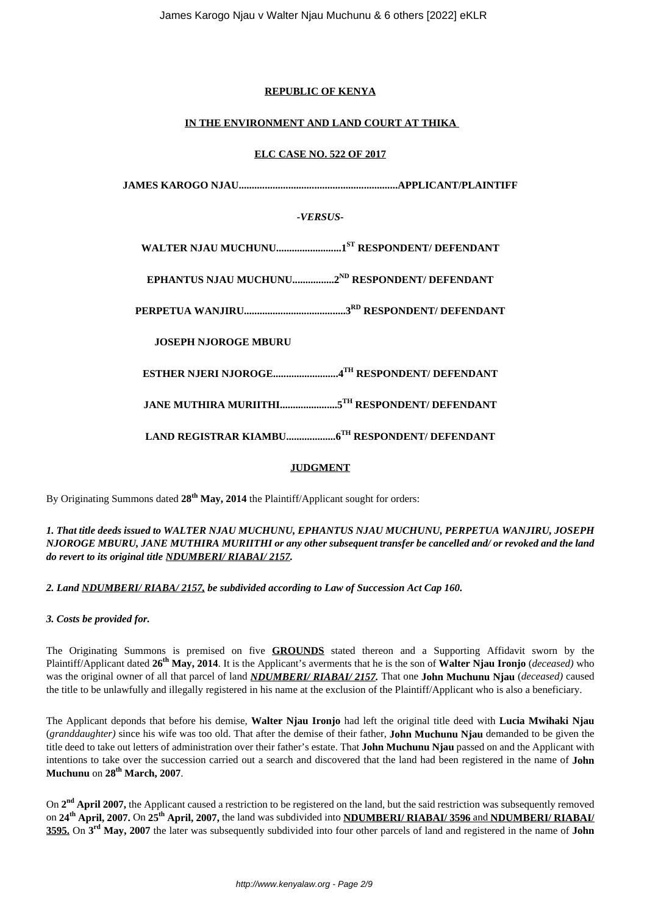**REPUBLIC OF KENYA**

**IN THE ENVIRONMENT AND LAND COURT AT THIKA**

**ELC CASE NO. 522 OF 2017**

**JAMES KAROGO NJAU............................................................APPLICANT/PLAINTIFF**

***-VERSUS-***

**WALTER NJAU MUCHUNU........................1ST RESPONDENT/ DEFENDANT**

**EPHANTUS NJAU MUCHUNU................2ND RESPONDENT/ DEFENDANT**

**PERPETUA WANJIRU.......................................3RD RESPONDENT/ DEFENDANT**

**JOSEPH NJOROGE MBURU**

**ESTHER NJERI NJOROGE.........................4TH RESPONDENT/ DEFENDANT**

**JANE MUTHIRA MURIITHI......................5TH RESPONDENT/ DEFENDANT**

**LAND REGISTRAR KIAMBU...................6TH RESPONDENT/ DEFENDANT**

**JUDGMENT**

By Originating Summons dated **28th May, 2014** the Plaintiff/Applicant sought for orders:

***1. That title deeds issued to WALTER NJAU MUCHUNU, EPHANTUS NJAU MUCHUNU, PERPETUA WANJIRU, JOSEPH NJOROGE MBURU, JANE MUTHIRA MURIITHI or any other subsequent transfer be cancelled and/ or revoked and the land do revert to its original title NDUMBERI/ RIABAI/ 2157.***

***2. Land NDUMBERI/ RIABA/ 2157, be subdivided according to Law of Succession Act Cap 160.***

***3. Costs be provided for.***

The Originating Summons is premised on five **GROUNDS** stated thereon and a Supporting Affidavit sworn by the Plaintiff/Applicant dated **26th May, 2014**. It is the Applicant's averments that he is the son of **Walter Njau Ironjo** (*deceased)* who was the original owner of all that parcel of land ***NDUMBERI/ RIABAI/ 2157.*** That one **John Muchunu Njau** (*deceased)* caused the title to be unlawfully and illegally registered in his name at the exclusion of the Plaintiff/Applicant who is also a beneficiary.

The Applicant deponds that before his demise, **Walter Njau Ironjo** had left the original title deed with **Lucia Mwihaki Njau** (*granddaughter)* since his wife was too old. That after the demise of their father, **John Muchunu Njau** demanded to be given the title deed to take out letters of administration over their father's estate. That **John Muchunu Njau** passed on and the Applicant with intentions to take over the succession carried out a search and discovered that the land had been registered in the name of **John Muchunu** on **28th March, 2007**.

On **2nd April 2007,** the Applicant caused a restriction to be registered on the land, but the said restriction was subsequently removed on **24th April, 2007.** On **25th April, 2007,** the land was subdivided into **NDUMBERI/ RIABAI/ 3596** and **NDUMBERI/ RIABAI/ 3595.** On **3rd May, 2007** the later was subsequently subdivided into four other parcels of land and registered in the name of **John**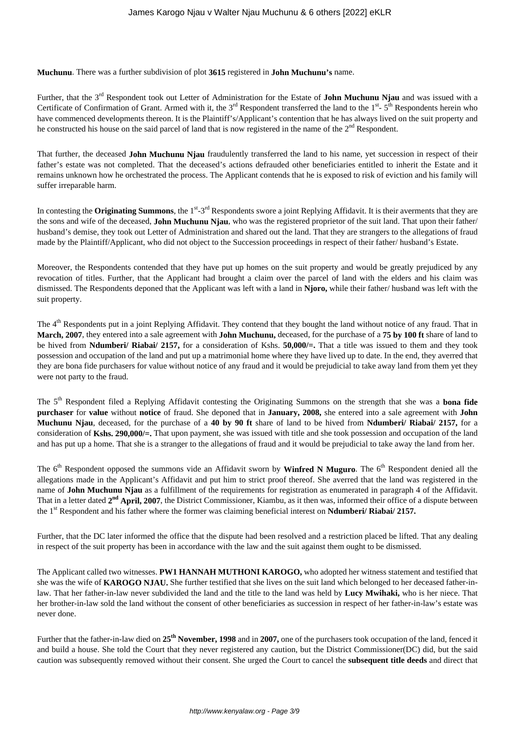**Muchunu**. There was a further subdivision of plot **3615** registered in **John Muchunu's** name.

Further, that the 3rd Respondent took out Letter of Administration for the Estate of **John Muchunu Njau** and was issued with a Certificate of Confirmation of Grant. Armed with it, the 3rd Respondent transferred the land to the 1st- 5th Respondents herein who have commenced developments thereon. It is the Plaintiff's/Applicant's contention that he has always lived on the suit property and he constructed his house on the said parcel of land that is now registered in the name of the 2nd Respondent.

That further, the deceased **John Muchunu Njau** fraudulently transferred the land to his name, yet succession in respect of their father's estate was not completed. That the deceased's actions defrauded other beneficiaries entitled to inherit the Estate and it remains unknown how he orchestrated the process. The Applicant contends that he is exposed to risk of eviction and his family will suffer irreparable harm.

In contesting the **Originating Summons**, the 1st-3rd Respondents swore a joint Replying Affidavit. It is their averments that they are the sons and wife of the deceased, **John Muchunu Njau**, who was the registered proprietor of the suit land. That upon their father/ husband's demise, they took out Letter of Administration and shared out the land. That they are strangers to the allegations of fraud made by the Plaintiff/Applicant, who did not object to the Succession proceedings in respect of their father/ husband's Estate.

Moreover, the Respondents contended that they have put up homes on the suit property and would be greatly prejudiced by any revocation of titles. Further, that the Applicant had brought a claim over the parcel of land with the elders and his claim was dismissed. The Respondents deponed that the Applicant was left with a land in **Njoro,** while their father/ husband was left with the suit property.

The 4th Respondents put in a joint Replying Affidavit. They contend that they bought the land without notice of any fraud. That in **March, 2007**, they entered into a sale agreement with **John Muchunu,** deceased, for the purchase of a **75 by 100 ft** share of land to be hived from **Ndumberi/ Riabai/ 2157,** for a consideration of Kshs. **50,000/=.** That a title was issued to them and they took possession and occupation of the land and put up a matrimonial home where they have lived up to date. In the end, they averred that they are bona fide purchasers for value without notice of any fraud and it would be prejudicial to take away land from them yet they were not party to the fraud.

The 5th Respondent filed a Replying Affidavit contesting the Originating Summons on the strength that she was a **bona fide purchaser** for **value** without **notice** of fraud. She deponed that in **January, 2008,** she entered into a sale agreement with **John Muchunu Njau**, deceased, for the purchase of a **40 by 90 ft** share of land to be hived from **Ndumberi/ Riabai/ 2157,** for a consideration of **Kshs. 290,000/=.** That upon payment, she was issued with title and she took possession and occupation of the land and has put up a home. That she is a stranger to the allegations of fraud and it would be prejudicial to take away the land from her.

The 6th Respondent opposed the summons vide an Affidavit sworn by **Winfred N Muguro**. The 6th Respondent denied all the allegations made in the Applicant's Affidavit and put him to strict proof thereof. She averred that the land was registered in the name of **John Muchunu Njau** as a fulfillment of the requirements for registration as enumerated in paragraph 4 of the Affidavit. That in a letter dated **2nd April, 2007**, the District Commissioner, Kiambu, as it then was, informed their office of a dispute between the 1st Respondent and his father where the former was claiming beneficial interest on **Ndumberi/ Riabai/ 2157.**

Further, that the DC later informed the office that the dispute had been resolved and a restriction placed be lifted. That any dealing in respect of the suit property has been in accordance with the law and the suit against them ought to be dismissed.

The Applicant called two witnesses. **PW1 HANNAH MUTHONI KAROGO,** who adopted her witness statement and testified that she was the wife of **KAROGO NJAU.** She further testified that she lives on the suit land which belonged to her deceased father-in-law. That her father-in-law never subdivided the land and the title to the land was held by **Lucy Mwihaki,** who is her niece. That her brother-in-law sold the land without the consent of other beneficiaries as succession in respect of her father-in-law's estate was never done.

Further that the father-in-law died on **25th November, 1998** and in **2007,** one of the purchasers took occupation of the land, fenced it and build a house. She told the Court that they never registered any caution, but the District Commissioner(DC) did, but the said caution was subsequently removed without their consent. She urged the Court to cancel the **subsequent title deeds** and direct that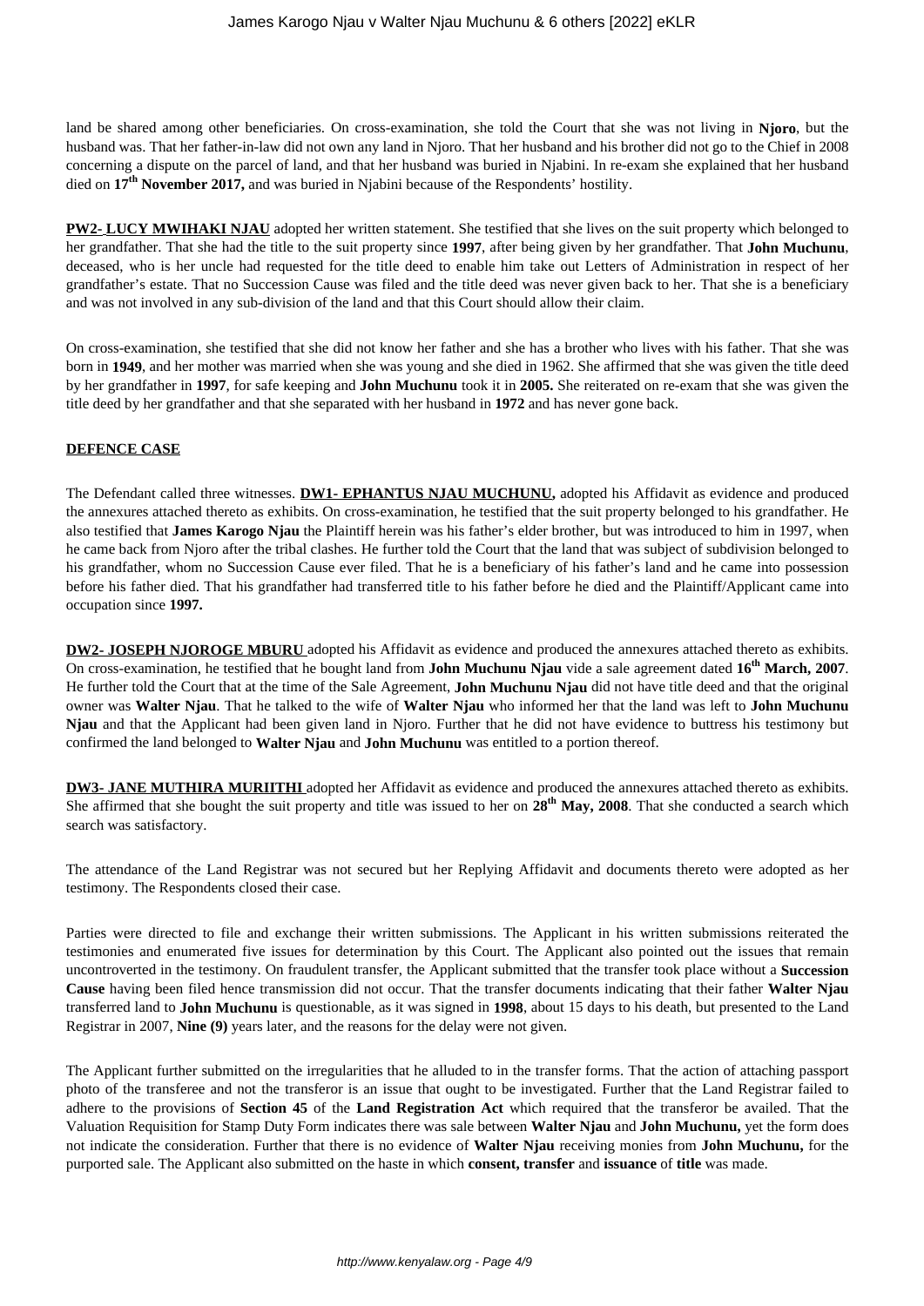land be shared among other beneficiaries. On cross-examination, she told the Court that she was not living in **Njoro**, but the husband was. That her father-in-law did not own any land in Njoro. That her husband and his brother did not go to the Chief in 2008 concerning a dispute on the parcel of land, and that her husband was buried in Njabini. In re-exam she explained that her husband died on **17th November 2017,** and was buried in Njabini because of the Respondents' hostility.

**PW2- LUCY MWIHAKI NJAU** adopted her written statement. She testified that she lives on the suit property which belonged to her grandfather. That she had the title to the suit property since **1997**, after being given by her grandfather. That **John Muchunu**, deceased, who is her uncle had requested for the title deed to enable him take out Letters of Administration in respect of her grandfather's estate. That no Succession Cause was filed and the title deed was never given back to her. That she is a beneficiary and was not involved in any sub-division of the land and that this Court should allow their claim.

On cross-examination, she testified that she did not know her father and she has a brother who lives with his father. That she was born in **1949**, and her mother was married when she was young and she died in 1962. She affirmed that she was given the title deed by her grandfather in **1997**, for safe keeping and **John Muchunu** took it in **2005.** She reiterated on re-exam that she was given the title deed by her grandfather and that she separated with her husband in **1972** and has never gone back.

**DEFENCE CASE**

The Defendant called three witnesses. **DW1- EPHANTUS NJAU MUCHUNU,** adopted his Affidavit as evidence and produced the annexures attached thereto as exhibits. On cross-examination, he testified that the suit property belonged to his grandfather. He also testified that **James Karogo Njau** the Plaintiff herein was his father's elder brother, but was introduced to him in 1997, when he came back from Njoro after the tribal clashes. He further told the Court that the land that was subject of subdivision belonged to his grandfather, whom no Succession Cause ever filed. That he is a beneficiary of his father's land and he came into possession before his father died. That his grandfather had transferred title to his father before he died and the Plaintiff/Applicant came into occupation since **1997.**

**DW2- JOSEPH NJOROGE MBURU** adopted his Affidavit as evidence and produced the annexures attached thereto as exhibits. On cross-examination, he testified that he bought land from **John Muchunu Njau** vide a sale agreement dated **16th March, 2007**. He further told the Court that at the time of the Sale Agreement, **John Muchunu Njau** did not have title deed and that the original owner was **Walter Njau**. That he talked to the wife of **Walter Njau** who informed her that the land was left to **John Muchunu Njau** and that the Applicant had been given land in Njoro. Further that he did not have evidence to buttress his testimony but confirmed the land belonged to **Walter Njau** and **John Muchunu** was entitled to a portion thereof.

**DW3- JANE MUTHIRA MURIITHI** adopted her Affidavit as evidence and produced the annexures attached thereto as exhibits. She affirmed that she bought the suit property and title was issued to her on **28th May, 2008**. That she conducted a search which search was satisfactory.

The attendance of the Land Registrar was not secured but her Replying Affidavit and documents thereto were adopted as her testimony. The Respondents closed their case.

Parties were directed to file and exchange their written submissions. The Applicant in his written submissions reiterated the testimonies and enumerated five issues for determination by this Court. The Applicant also pointed out the issues that remain uncontroverted in the testimony. On fraudulent transfer, the Applicant submitted that the transfer took place without a **Succession Cause** having been filed hence transmission did not occur. That the transfer documents indicating that their father **Walter Njau** transferred land to **John Muchunu** is questionable, as it was signed in **1998**, about 15 days to his death, but presented to the Land Registrar in 2007, **Nine (9)** years later, and the reasons for the delay were not given.

The Applicant further submitted on the irregularities that he alluded to in the transfer forms. That the action of attaching passport photo of the transferee and not the transferor is an issue that ought to be investigated. Further that the Land Registrar failed to adhere to the provisions of **Section 45** of the **Land Registration Act** which required that the transferor be availed. That the Valuation Requisition for Stamp Duty Form indicates there was sale between **Walter Njau** and **John Muchunu,** yet the form does not indicate the consideration. Further that there is no evidence of **Walter Njau** receiving monies from **John Muchunu,** for the purported sale. The Applicant also submitted on the haste in which **consent, transfer** and **issuance** of **title** was made.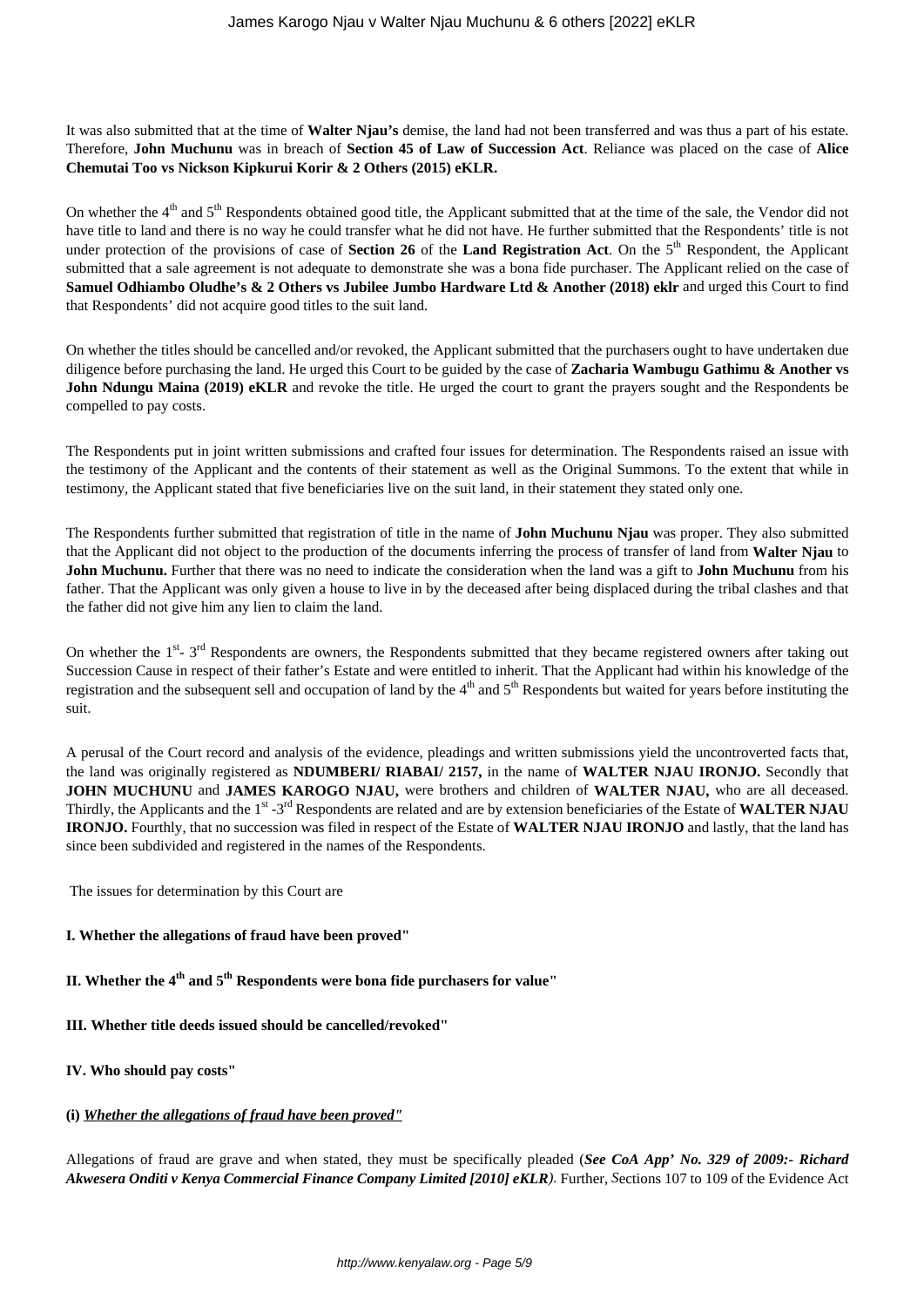It was also submitted that at the time of **Walter Njau's** demise, the land had not been transferred and was thus a part of his estate. Therefore, **John Muchunu** was in breach of **Section 45 of Law of Succession Act**. Reliance was placed on the case of **Alice Chemutai Too vs Nickson Kipkurui Korir & 2 Others (2015) eKLR.**

On whether the 4th and 5th Respondents obtained good title, the Applicant submitted that at the time of the sale, the Vendor did not have title to land and there is no way he could transfer what he did not have. He further submitted that the Respondents' title is not under protection of the provisions of case of **Section 26** of the **Land Registration Act**. On the 5th Respondent, the Applicant submitted that a sale agreement is not adequate to demonstrate she was a bona fide purchaser. The Applicant relied on the case of **Samuel Odhiambo Oludhe's & 2 Others vs Jubilee Jumbo Hardware Ltd & Another (2018) eklr** and urged this Court to find that Respondents' did not acquire good titles to the suit land.

On whether the titles should be cancelled and/or revoked, the Applicant submitted that the purchasers ought to have undertaken due diligence before purchasing the land. He urged this Court to be guided by the case of **Zacharia Wambugu Gathimu & Another vs John Ndungu Maina (2019) eKLR** and revoke the title. He urged the court to grant the prayers sought and the Respondents be compelled to pay costs.

The Respondents put in joint written submissions and crafted four issues for determination. The Respondents raised an issue with the testimony of the Applicant and the contents of their statement as well as the Original Summons. To the extent that while in testimony, the Applicant stated that five beneficiaries live on the suit land, in their statement they stated only one.

The Respondents further submitted that registration of title in the name of **John Muchunu Njau** was proper. They also submitted that the Applicant did not object to the production of the documents inferring the process of transfer of land from **Walter Njau** to **John Muchunu.** Further that there was no need to indicate the consideration when the land was a gift to **John Muchunu** from his father. That the Applicant was only given a house to live in by the deceased after being displaced during the tribal clashes and that the father did not give him any lien to claim the land.

On whether the 1st- 3rd Respondents are owners, the Respondents submitted that they became registered owners after taking out Succession Cause in respect of their father's Estate and were entitled to inherit. That the Applicant had within his knowledge of the registration and the subsequent sell and occupation of land by the 4th and 5th Respondents but waited for years before instituting the suit.

A perusal of the Court record and analysis of the evidence, pleadings and written submissions yield the uncontroverted facts that, the land was originally registered as **NDUMBERI/ RIABAI/ 2157,** in the name of **WALTER NJAU IRONJO.** Secondly that **JOHN MUCHUNU** and **JAMES KAROGO NJAU,** were brothers and children of **WALTER NJAU,** who are all deceased. Thirdly, the Applicants and the 1st -3rd Respondents are related and are by extension beneficiaries of the Estate of **WALTER NJAU IRONJO.** Fourthly, that no succession was filed in respect of the Estate of **WALTER NJAU IRONJO** and lastly, that the land has since been subdivided and registered in the names of the Respondents.

The issues for determination by this Court are

**I. Whether the allegations of fraud have been proved"**

**II. Whether the 4th and 5th Respondents were bona fide purchasers for value"**

**III. Whether title deeds issued should be cancelled/revoked"**

**IV. Who should pay costs"**

**(i) *Whether the allegations of fraud have been proved"***

Allegations of fraud are grave and when stated, they must be specifically pleaded (***See CoA App' No. 329 of 2009:- Richard Akwesera Onditi v Kenya Commercial Finance Company Limited [2010] eKLR***). Further, *S*ections 107 to 109 of the Evidence Act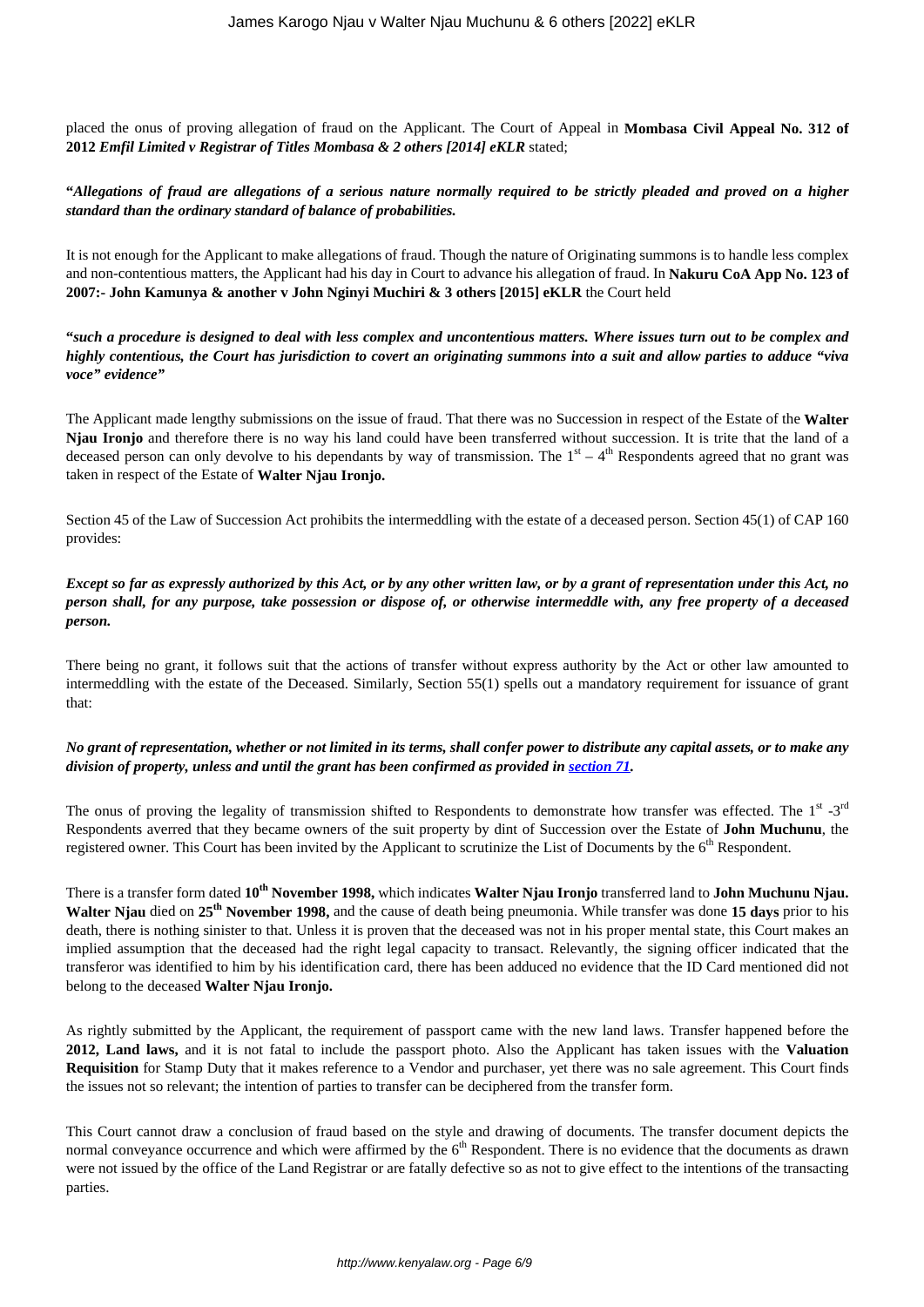placed the onus of proving allegation of fraud on the Applicant. The Court of Appeal in **Mombasa Civil Appeal No. 312 of 2012** ***Emfil Limited v Registrar of Titles Mombasa & 2 others [2014] eKLR*** stated;

**"*Allegations of fraud are allegations of a serious nature normally required to be strictly pleaded and proved on a higher standard than the ordinary standard of balance of probabilities.***

It is not enough for the Applicant to make allegations of fraud. Though the nature of Originating summons is to handle less complex and non-contentious matters, the Applicant had his day in Court to advance his allegation of fraud. In **Nakuru CoA App No. 123 of 2007:- John Kamunya & another v John Nginyi Muchiri & 3 others [2015] eKLR** the Court held

**"*such a procedure is designed to deal with less complex and uncontentious matters. Where issues turn out to be complex and highly contentious, the Court has jurisdiction to covert an originating summons into a suit and allow parties to adduce "viva voce" evidence"***

The Applicant made lengthy submissions on the issue of fraud. That there was no Succession in respect of the Estate of the **Walter Njau Ironjo** and therefore there is no way his land could have been transferred without succession. It is trite that the land of a deceased person can only devolve to his dependants by way of transmission. The 1st – 4th Respondents agreed that no grant was taken in respect of the Estate of **Walter Njau Ironjo.**

Section 45 of the Law of Succession Act prohibits the intermeddling with the estate of a deceased person. Section 45(1) of CAP 160 provides:

***Except so far as expressly authorized by this Act, or by any other written law, or by a grant of representation under this Act, no person shall, for any purpose, take possession or dispose of, or otherwise intermeddle with, any free property of a deceased person.***

There being no grant, it follows suit that the actions of transfer without express authority by the Act or other law amounted to intermeddling with the estate of the Deceased. Similarly, Section 55(1) spells out a mandatory requirement for issuance of grant that:

***No grant of representation, whether or not limited in its terms, shall confer power to distribute any capital assets, or to make any division of property, unless and until the grant has been confirmed as provided in section 71.***

The onus of proving the legality of transmission shifted to Respondents to demonstrate how transfer was effected. The 1st -3rd Respondents averred that they became owners of the suit property by dint of Succession over the Estate of **John Muchunu**, the registered owner. This Court has been invited by the Applicant to scrutinize the List of Documents by the 6th Respondent.

There is a transfer form dated **10th November 1998,** which indicates **Walter Njau Ironjo** transferred land to **John Muchunu Njau. Walter Njau** died on **25th November 1998,** and the cause of death being pneumonia. While transfer was done **15 days** prior to his death, there is nothing sinister to that. Unless it is proven that the deceased was not in his proper mental state, this Court makes an implied assumption that the deceased had the right legal capacity to transact. Relevantly, the signing officer indicated that the transferor was identified to him by his identification card, there has been adduced no evidence that the ID Card mentioned did not belong to the deceased **Walter Njau Ironjo.**

As rightly submitted by the Applicant, the requirement of passport came with the new land laws. Transfer happened before the **2012, Land laws,** and it is not fatal to include the passport photo. Also the Applicant has taken issues with the **Valuation Requisition** for Stamp Duty that it makes reference to a Vendor and purchaser, yet there was no sale agreement. This Court finds the issues not so relevant; the intention of parties to transfer can be deciphered from the transfer form.

This Court cannot draw a conclusion of fraud based on the style and drawing of documents. The transfer document depicts the normal conveyance occurrence and which were affirmed by the 6th Respondent. There is no evidence that the documents as drawn were not issued by the office of the Land Registrar or are fatally defective so as not to give effect to the intentions of the transacting parties.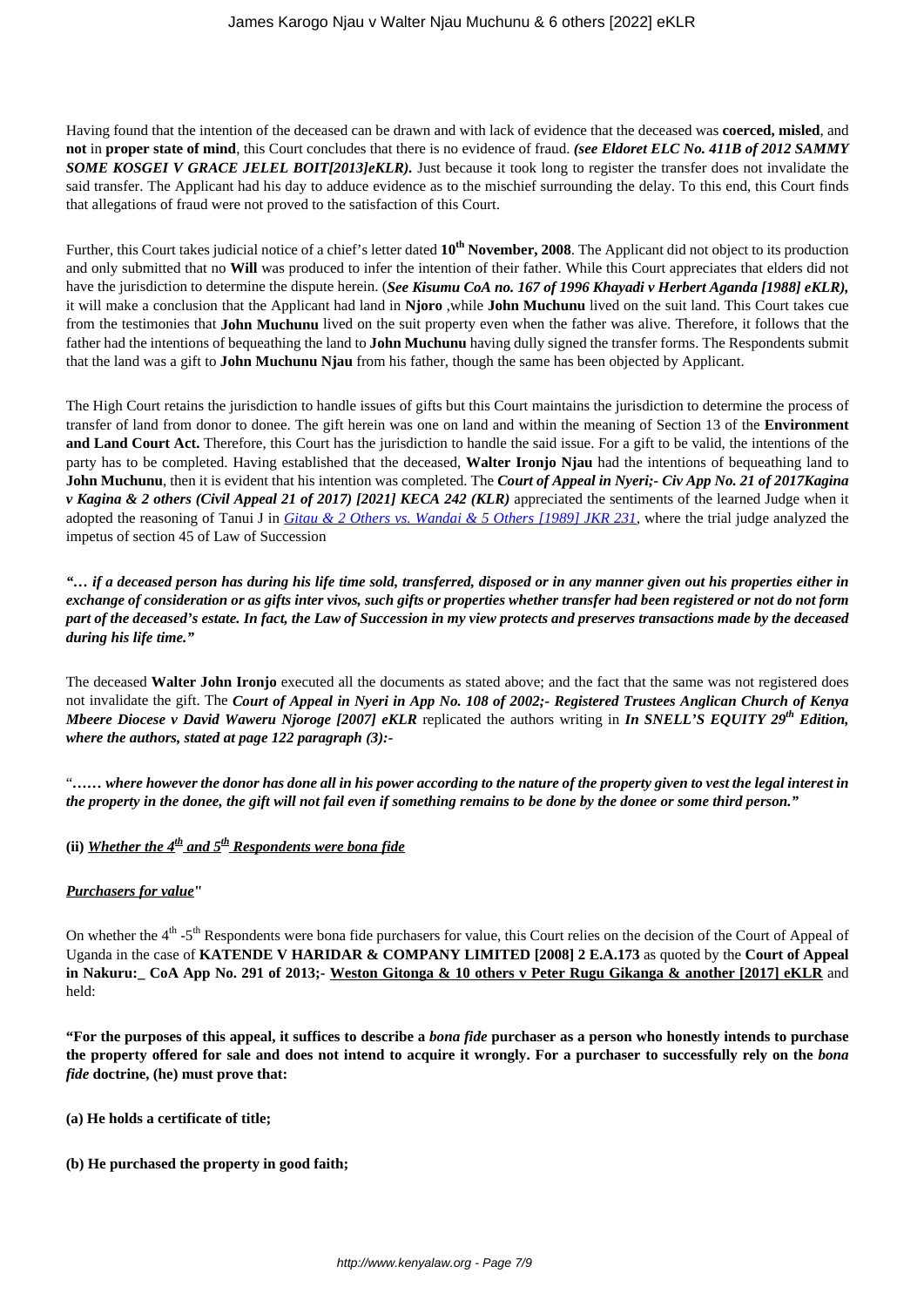Having found that the intention of the deceased can be drawn and with lack of evidence that the deceased was **coerced, misled**, and **not** in **proper state of mind**, this Court concludes that there is no evidence of fraud. ***(see Eldoret ELC No. 411B of 2012 SAMMY SOME KOSGEI V GRACE JELEL BOIT[2013]eKLR).*** Just because it took long to register the transfer does not invalidate the said transfer. The Applicant had his day to adduce evidence as to the mischief surrounding the delay. To this end, this Court finds that allegations of fraud were not proved to the satisfaction of this Court.

Further, this Court takes judicial notice of a chief's letter dated **10th November, 2008**. The Applicant did not object to its production and only submitted that no **Will** was produced to infer the intention of their father. While this Court appreciates that elders did not have the jurisdiction to determine the dispute herein. (***See Kisumu CoA no. 167 of 1996 Khayadi v Herbert Aganda [1988] eKLR),*** it will make a conclusion that the Applicant had land in **Njoro** ,while **John Muchunu** lived on the suit land. This Court takes cue from the testimonies that **John Muchunu** lived on the suit property even when the father was alive. Therefore, it follows that the father had the intentions of bequeathing the land to **John Muchunu** having dully signed the transfer forms. The Respondents submit that the land was a gift to **John Muchunu Njau** from his father, though the same has been objected by Applicant.

The High Court retains the jurisdiction to handle issues of gifts but this Court maintains the jurisdiction to determine the process of transfer of land from donor to donee. The gift herein was one on land and within the meaning of Section 13 of the **Environment and Land Court Act.** Therefore, this Court has the jurisdiction to handle the said issue. For a gift to be valid, the intentions of the party has to be completed. Having established that the deceased, **Walter Ironjo Njau** had the intentions of bequeathing land to **John Muchunu**, then it is evident that his intention was completed. The ***Court of Appeal in Nyeri;- Civ App No. 21 of 2017Kagina v Kagina & 2 others (Civil Appeal 21 of 2017) [2021] KECA 242 (KLR)*** appreciated the sentiments of the learned Judge when it adopted the reasoning of Tanui J in *Gitau & 2 Others vs. Wandai & 5 Others [1989] JKR 231*, where the trial judge analyzed the impetus of section 45 of Law of Succession

***"… if a deceased person has during his life time sold, transferred, disposed or in any manner given out his properties either in exchange of consideration or as gifts inter vivos, such gifts or properties whether transfer had been registered or not do not form part of the deceased's estate. In fact, the Law of Succession in my view protects and preserves transactions made by the deceased during his life time."***

The deceased **Walter John Ironjo** executed all the documents as stated above; and the fact that the same was not registered does not invalidate the gift. The ***Court of Appeal in Nyeri in App No. 108 of 2002;- Registered Trustees Anglican Church of Kenya Mbeere Diocese v David Waweru Njoroge [2007] eKLR*** replicated the authors writing in ***In SNELL'S EQUITY 29th Edition, where the authors, stated at page 122 paragraph (3):-***

"***…… where however the donor has done all in his power according to the nature of the property given to vest the legal interest in the property in the donee, the gift will not fail even if something remains to be done by the donee or some third person."***

**(ii) *Whether the 4th and 5th Respondents were bona fide***

***Purchasers for value*"**

On whether the 4th -5th Respondents were bona fide purchasers for value, this Court relies on the decision of the Court of Appeal of Uganda in the case of **KATENDE V HARIDAR & COMPANY LIMITED [2008] 2 E.A.173** as quoted by the **Court of Appeal in Nakuru:_ CoA App No. 291 of 2013;- Weston Gitonga & 10 others v Peter Rugu Gikanga & another [2017] eKLR** and held:

**"For the purposes of this appeal, it suffices to describe a *bona fide* purchaser as a person who honestly intends to purchase the property offered for sale and does not intend to acquire it wrongly. For a purchaser to successfully rely on the *bona fide* doctrine, (he) must prove that:**

**(a) He holds a certificate of title;**

**(b) He purchased the property in good faith;**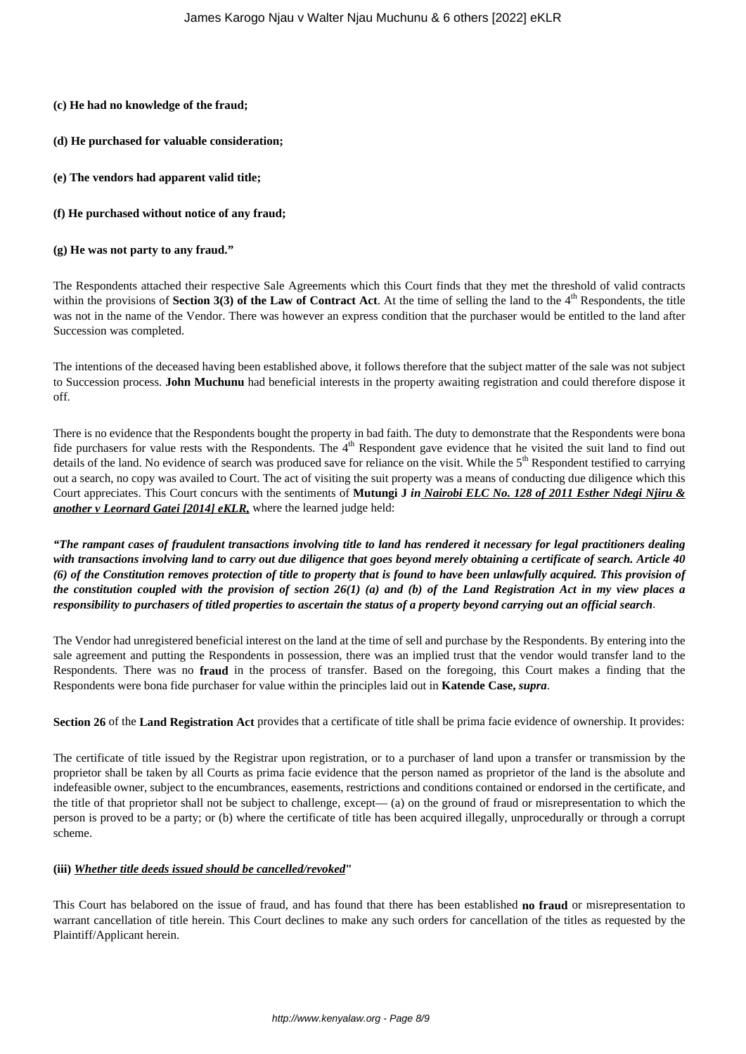**(c) He had no knowledge of the fraud;**

**(d) He purchased for valuable consideration;**

**(e) The vendors had apparent valid title;**

**(f) He purchased without notice of any fraud;**

**(g) He was not party to any fraud."**

The Respondents attached their respective Sale Agreements which this Court finds that they met the threshold of valid contracts within the provisions of **Section 3(3) of the Law of Contract Act**. At the time of selling the land to the 4th Respondents, the title was not in the name of the Vendor. There was however an express condition that the purchaser would be entitled to the land after Succession was completed.

The intentions of the deceased having been established above, it follows therefore that the subject matter of the sale was not subject to Succession process. **John Muchunu** had beneficial interests in the property awaiting registration and could therefore dispose it off.

There is no evidence that the Respondents bought the property in bad faith. The duty to demonstrate that the Respondents were bona fide purchasers for value rests with the Respondents. The 4th Respondent gave evidence that he visited the suit land to find out details of the land. No evidence of search was produced save for reliance on the visit. While the 5th Respondent testified to carrying out a search, no copy was availed to Court. The act of visiting the suit property was a means of conducting due diligence which this Court appreciates. This Court concurs with the sentiments of **Mutungi J** ***in Nairobi ELC No. 128 of 2011 Esther Ndegi Njiru & another v Leornard Gatei [2014] eKLR,*** where the learned judge held:

***"The rampant cases of fraudulent transactions involving title to land has rendered it necessary for legal practitioners dealing with transactions involving land to carry out due diligence that goes beyond merely obtaining a certificate of search. Article 40 (6) of the Constitution removes protection of title to property that is found to have been unlawfully acquired. This provision of the constitution coupled with the provision of section 26(1) (a) and (b) of the Land Registration Act in my view places a responsibility to purchasers of titled properties to ascertain the status of a property beyond carrying out an official search***.

The Vendor had unregistered beneficial interest on the land at the time of sell and purchase by the Respondents. By entering into the sale agreement and putting the Respondents in possession, there was an implied trust that the vendor would transfer land to the Respondents. There was no **fraud** in the process of transfer. Based on the foregoing, this Court makes a finding that the Respondents were bona fide purchaser for value within the principles laid out in **Katende Case,** ***supra***.

**Section 26** of the **Land Registration Act** provides that a certificate of title shall be prima facie evidence of ownership. It provides:

The certificate of title issued by the Registrar upon registration, or to a purchaser of land upon a transfer or transmission by the proprietor shall be taken by all Courts as prima facie evidence that the person named as proprietor of the land is the absolute and indefeasible owner, subject to the encumbrances, easements, restrictions and conditions contained or endorsed in the certificate, and the title of that proprietor shall not be subject to challenge, except— (a) on the ground of fraud or misrepresentation to which the person is proved to be a party; or (b) where the certificate of title has been acquired illegally, unprocedurally or through a corrupt scheme.

**(iii) *Whether title deeds issued should be cancelled/revoked*"**

This Court has belabored on the issue of fraud, and has found that there has been established **no fraud** or misrepresentation to warrant cancellation of title herein. This Court declines to make any such orders for cancellation of the titles as requested by the Plaintiff/Applicant herein.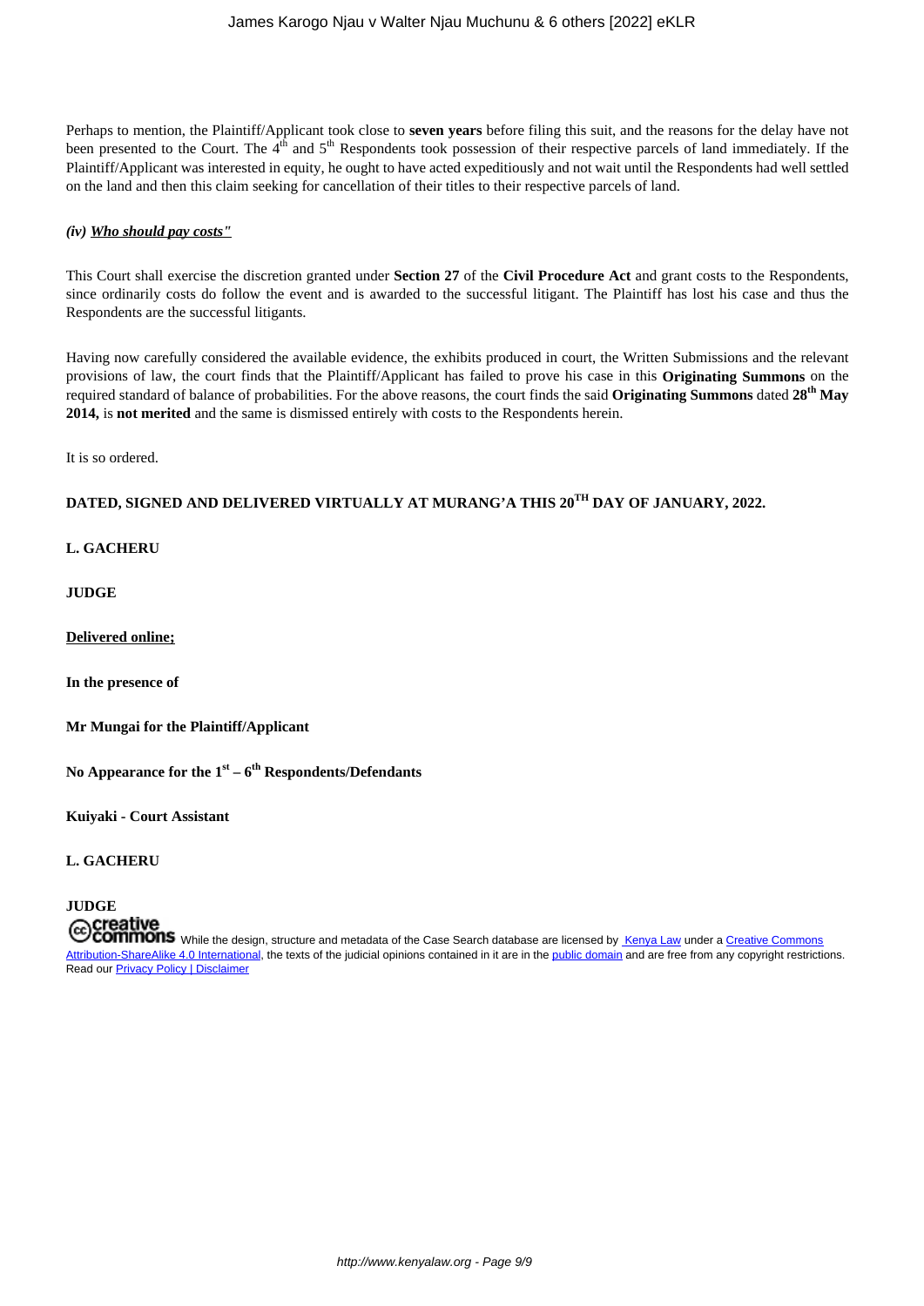Perhaps to mention, the Plaintiff/Applicant took close to **seven years** before filing this suit, and the reasons for the delay have not been presented to the Court. The 4th and 5th Respondents took possession of their respective parcels of land immediately. If the Plaintiff/Applicant was interested in equity, he ought to have acted expeditiously and not wait until the Respondents had well settled on the land and then this claim seeking for cancellation of their titles to their respective parcels of land.

***(iv) <u>Who should pay costs"</u>***

This Court shall exercise the discretion granted under **Section 27** of the **Civil Procedure Act** and grant costs to the Respondents, since ordinarily costs do follow the event and is awarded to the successful litigant. The Plaintiff has lost his case and thus the Respondents are the successful litigants.

Having now carefully considered the available evidence, the exhibits produced in court, the Written Submissions and the relevant provisions of law, the court finds that the Plaintiff/Applicant has failed to prove his case in this **Originating Summons** on the required standard of balance of probabilities. For the above reasons, the court finds the said **Originating Summons** dated **28th May 2014,** is **not merited** and the same is dismissed entirely with costs to the Respondents herein.

It is so ordered.

**DATED, SIGNED AND DELIVERED VIRTUALLY AT MURANG'A THIS 20TH DAY OF JANUARY, 2022.**

**L. GACHERU**

**JUDGE**

**<u>Delivered online;</u>**

**In the presence of**

**Mr Mungai for the Plaintiff/Applicant**

**No Appearance for the 1st – 6th Respondents/Defendants**

**Kuiyaki - Court Assistant**

**L. GACHERU**

**JUDGE**

creative commons While the design, structure and metadata of the Case Search database are licensed by Kenya Law under a Creative Commons Attribution-ShareAlike 4.0 International, the texts of the judicial opinions contained in it are in the public domain and are free from any copyright restrictions. Read our Privacy Policy | Disclaimer